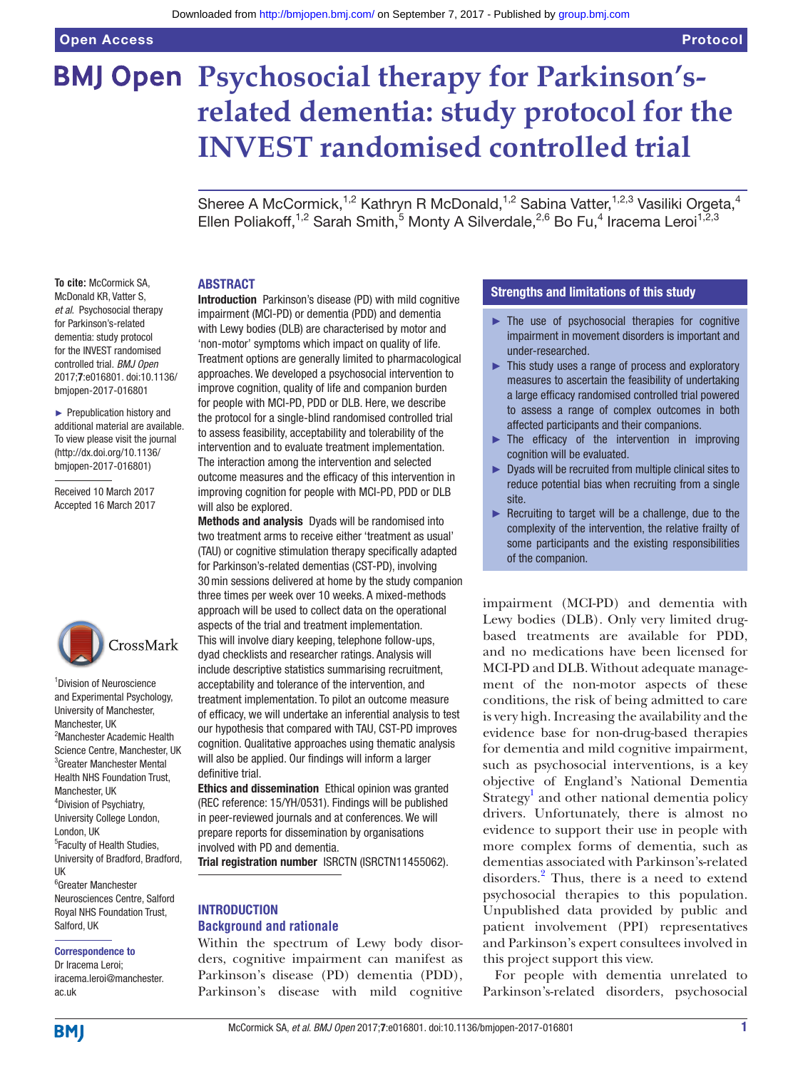# Psychosocial therapy for Parkinson's-related dementia: study protocol for the INVEST randomised controlled trial

Sheree A McCormick,[1,2] Kathryn R McDonald,[1,2] Sabina Vatter,[1,2,3] Vasiliki Orgeta,[4] Ellen Poliakoff,[1,2] Sarah Smith,[5] Monty A Silverdale,[2,6] Bo Fu,[4] Iracema Leroi[1,2,3]

**To cite:** McCormick SA, McDonald KR, Vatter S, *et al*. Psychosocial therapy for Parkinson's-related dementia: study protocol for the INVEST randomised controlled trial. *BMJ Open* 2017;**7**:e016801. doi:10.1136/bmjopen-2017-016801

► Prepublication history and additional material are available. To view please visit the journal (http://dx.doi.org/10.1136/bmjopen-2017-016801)

Received 10 March 2017

Accepted 16 March 2017

[1]Division of Neuroscience and Experimental Psychology, University of Manchester, Manchester, UK

[2]Manchester Academic Health Science Centre, Manchester, UK

[3]Greater Manchester Mental Health NHS Foundation Trust, Manchester, UK

[4]Division of Psychiatry, University College London, London, UK

[5]Faculty of Health Studies, University of Bradford, Bradford, UK

[6]Greater Manchester Neurosciences Centre, Salford Royal NHS Foundation Trust, Salford, UK

**Correspondence to**

Dr Iracema Leroi; iracema.leroi@manchester.ac.uk

## ABSTRACT

**Introduction** Parkinson's disease (PD) with mild cognitive impairment (MCI-PD) or dementia (PDD) and dementia with Lewy bodies (DLB) are characterised by motor and 'non-motor' symptoms which impact on quality of life. Treatment options are generally limited to pharmacological approaches. We developed a psychosocial intervention to improve cognition, quality of life and companion burden for people with MCI-PD, PDD or DLB. Here, we describe the protocol for a single-blind randomised controlled trial to assess feasibility, acceptability and tolerability of the intervention and to evaluate treatment implementation. The interaction among the intervention and selected outcome measures and the efficacy of this intervention in improving cognition for people with MCI-PD, PDD or DLB will also be explored.

**Methods and analysis** Dyads will be randomised into two treatment arms to receive either 'treatment as usual' (TAU) or cognitive stimulation therapy specifically adapted for Parkinson's-related dementias (CST-PD), involving 30 min sessions delivered at home by the study companion three times per week over 10 weeks. A mixed-methods approach will be used to collect data on the operational aspects of the trial and treatment implementation. This will involve diary keeping, telephone follow-ups, dyad checklists and researcher ratings. Analysis will include descriptive statistics summarising recruitment, acceptability and tolerance of the intervention, and treatment implementation. To pilot an outcome measure of efficacy, we will undertake an inferential analysis to test our hypothesis that compared with TAU, CST-PD improves cognition. Qualitative approaches using thematic analysis will also be applied. Our findings will inform a larger definitive trial.

**Ethics and dissemination** Ethical opinion was granted (REC reference: 15/YH/0531). Findings will be published in peer-reviewed journals and at conferences. We will prepare reports for dissemination by organisations involved with PD and dementia.

**Trial registration number** ISRCTN (ISRCTN11455062).

## Strengths and limitations of this study

- ► The use of psychosocial therapies for cognitive impairment in movement disorders is important and under-researched.
- ► This study uses a range of process and exploratory measures to ascertain the feasibility of undertaking a large efficacy randomised controlled trial powered to assess a range of complex outcomes in both affected participants and their companions.
- ► The efficacy of the intervention in improving cognition will be evaluated.
- ► Dyads will be recruited from multiple clinical sites to reduce potential bias when recruiting from a single site.
- ► Recruiting to target will be a challenge, due to the complexity of the intervention, the relative frailty of some participants and the existing responsibilities of the companion.

## INTRODUCTION

### Background and rationale

Within the spectrum of Lewy body disorders, cognitive impairment can manifest as Parkinson's disease (PD) dementia (PDD), Parkinson's disease with mild cognitive impairment (MCI-PD) and dementia with Lewy bodies (DLB). Only very limited drug-based treatments are available for PDD, and no medications have been licensed for MCI-PD and DLB. Without adequate management of the non-motor aspects of these conditions, the risk of being admitted to care is very high. Increasing the availability and the evidence base for non-drug-based therapies for dementia and mild cognitive impairment, such as psychosocial interventions, is a key objective of England's National Dementia Strategy[1] and other national dementia policy drivers. Unfortunately, there is almost no evidence to support their use in people with more complex forms of dementia, such as dementias associated with Parkinson's-related disorders.[2] Thus, there is a need to extend psychosocial therapies to this population. Unpublished data provided by public and patient involvement (PPI) representatives and Parkinson's expert consultees involved in this project support this view.

For people with dementia unrelated to Parkinson's-related disorders, psychosocial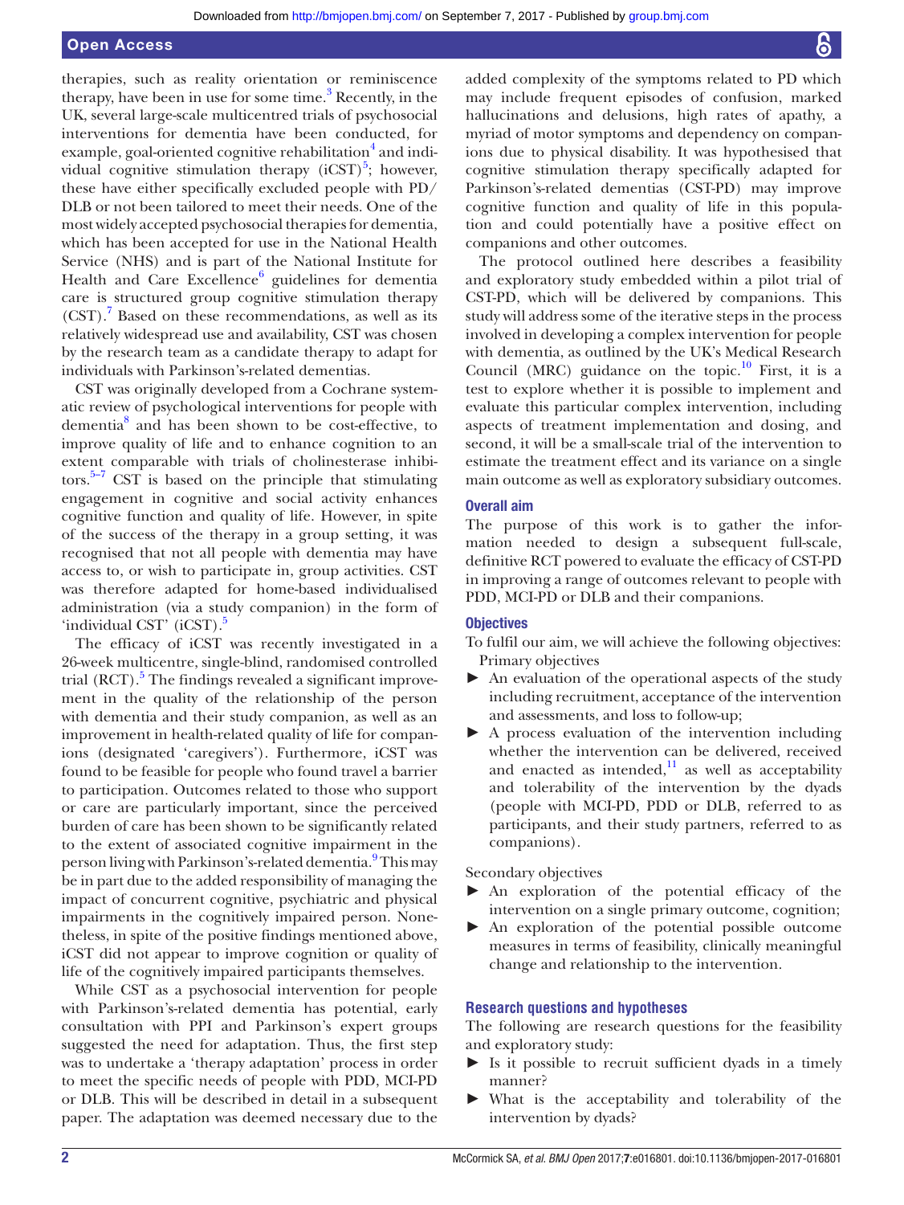therapies, such as reality orientation or reminiscence therapy, have been in use for some time.[3] Recently, in the UK, several large-scale multicentred trials of psychosocial interventions for dementia have been conducted, for example, goal-oriented cognitive rehabilitation[4] and individual cognitive stimulation therapy (iCST)[5]; however, these have either specifically excluded people with PD/DLB or not been tailored to meet their needs. One of the most widely accepted psychosocial therapies for dementia, which has been accepted for use in the National Health Service (NHS) and is part of the National Institute for Health and Care Excellence[6] guidelines for dementia care is structured group cognitive stimulation therapy (CST).[7] Based on these recommendations, as well as its relatively widespread use and availability, CST was chosen by the research team as a candidate therapy to adapt for individuals with Parkinson's-related dementias.

CST was originally developed from a Cochrane systematic review of psychological interventions for people with dementia[8] and has been shown to be cost-effective, to improve quality of life and to enhance cognition to an extent comparable with trials of cholinesterase inhibitors.[5–7] CST is based on the principle that stimulating engagement in cognitive and social activity enhances cognitive function and quality of life. However, in spite of the success of the therapy in a group setting, it was recognised that not all people with dementia may have access to, or wish to participate in, group activities. CST was therefore adapted for home-based individualised administration (via a study companion) in the form of 'individual CST' (iCST).[5]

The efficacy of iCST was recently investigated in a 26-week multicentre, single-blind, randomised controlled trial (RCT).[5] The findings revealed a significant improvement in the quality of the relationship of the person with dementia and their study companion, as well as an improvement in health-related quality of life for companions (designated 'caregivers'). Furthermore, iCST was found to be feasible for people who found travel a barrier to participation. Outcomes related to those who support or care are particularly important, since the perceived burden of care has been shown to be significantly related to the extent of associated cognitive impairment in the person living with Parkinson's-related dementia.[9] This may be in part due to the added responsibility of managing the impact of concurrent cognitive, psychiatric and physical impairments in the cognitively impaired person. Nonetheless, in spite of the positive findings mentioned above, iCST did not appear to improve cognition or quality of life of the cognitively impaired participants themselves.

While CST as a psychosocial intervention for people with Parkinson's-related dementia has potential, early consultation with PPI and Parkinson's expert groups suggested the need for adaptation. Thus, the first step was to undertake a 'therapy adaptation' process in order to meet the specific needs of people with PDD, MCI-PD or DLB. This will be described in detail in a subsequent paper. The adaptation was deemed necessary due to the added complexity of the symptoms related to PD which may include frequent episodes of confusion, marked hallucinations and delusions, high rates of apathy, a myriad of motor symptoms and dependency on companions due to physical disability. It was hypothesised that cognitive stimulation therapy specifically adapted for Parkinson's-related dementias (CST-PD) may improve cognitive function and quality of life in this population and could potentially have a positive effect on companions and other outcomes.

The protocol outlined here describes a feasibility and exploratory study embedded within a pilot trial of CST-PD, which will be delivered by companions. This study will address some of the iterative steps in the process involved in developing a complex intervention for people with dementia, as outlined by the UK's Medical Research Council (MRC) guidance on the topic.[10] First, it is a test to explore whether it is possible to implement and evaluate this particular complex intervention, including aspects of treatment implementation and dosing, and second, it will be a small-scale trial of the intervention to estimate the treatment effect and its variance on a single main outcome as well as exploratory subsidiary outcomes.

### Overall aim

The purpose of this work is to gather the information needed to design a subsequent full-scale, definitive RCT powered to evaluate the efficacy of CST-PD in improving a range of outcomes relevant to people with PDD, MCI-PD or DLB and their companions.

### Objectives

To fulfil our aim, we will achieve the following objectives:

Primary objectives

- An evaluation of the operational aspects of the study including recruitment, acceptance of the intervention and assessments, and loss to follow-up;
- A process evaluation of the intervention including whether the intervention can be delivered, received and enacted as intended,[11] as well as acceptability and tolerability of the intervention by the dyads (people with MCI-PD, PDD or DLB, referred to as participants, and their study partners, referred to as companions).

Secondary objectives

- An exploration of the potential efficacy of the intervention on a single primary outcome, cognition;
- An exploration of the potential possible outcome measures in terms of feasibility, clinically meaningful change and relationship to the intervention.

### Research questions and hypotheses

The following are research questions for the feasibility and exploratory study:

- Is it possible to recruit sufficient dyads in a timely manner?
- What is the acceptability and tolerability of the intervention by dyads?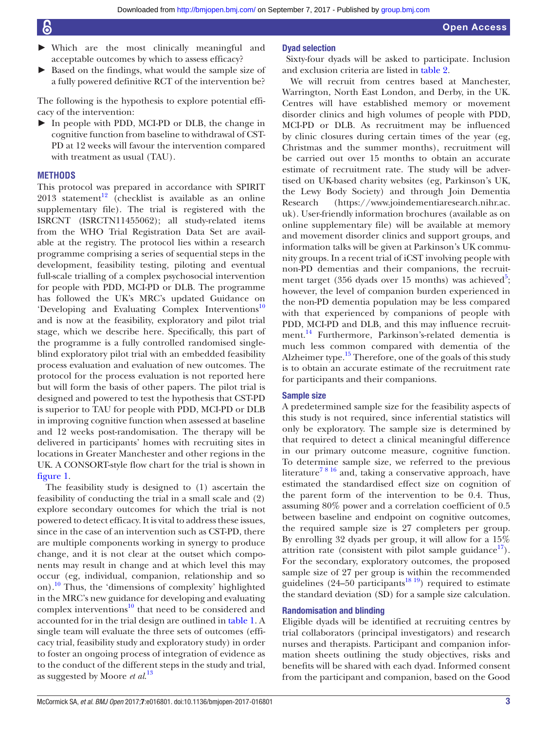- Which are the most clinically meaningful and acceptable outcomes by which to assess efficacy?
- Based on the findings, what would the sample size of a fully powered definitive RCT of the intervention be?

The following is the hypothesis to explore potential efficacy of the intervention:

- In people with PDD, MCI-PD or DLB, the change in cognitive function from baseline to withdrawal of CST-PD at 12 weeks will favour the intervention compared with treatment as usual (TAU).

## METHODS

This protocol was prepared in accordance with SPIRIT 2013 statement[12] (checklist is available as an online supplementary file). The trial is registered with the ISRCNT (ISRCTN11455062); all study-related items from the WHO Trial Registration Data Set are available at the registry. The protocol lies within a research programme comprising a series of sequential steps in the development, feasibility testing, piloting and eventual full-scale trialling of a complex psychosocial intervention for people with PDD, MCI-PD or DLB. The programme has followed the UK's MRC's updated Guidance on 'Developing and Evaluating Complex Interventions'[10] and is now at the feasibility, exploratory and pilot trial stage, which we describe here. Specifically, this part of the programme is a fully controlled randomised single-blind exploratory pilot trial with an embedded feasibility process evaluation and evaluation of new outcomes. The protocol for the process evaluation is not reported here but will form the basis of other papers. The pilot trial is designed and powered to test the hypothesis that CST-PD is superior to TAU for people with PDD, MCI-PD or DLB in improving cognitive function when assessed at baseline and 12 weeks post-randomisation. The therapy will be delivered in participants' homes with recruiting sites in locations in Greater Manchester and other regions in the UK. A CONSORT-style flow chart for the trial is shown in figure 1.

The feasibility study is designed to (1) ascertain the feasibility of conducting the trial in a small scale and (2) explore secondary outcomes for which the trial is not powered to detect efficacy. It is vital to address these issues, since in the case of an intervention such as CST-PD, there are multiple components working in synergy to produce change, and it is not clear at the outset which components may result in change and at which level this may occur (eg, individual, companion, relationship and so on).[10] Thus, the 'dimensions of complexity' highlighted in the MRC's new guidance for developing and evaluating complex interventions[10] that need to be considered and accounted for in the trial design are outlined in table 1. A single team will evaluate the three sets of outcomes (efficacy trial, feasibility study and exploratory study) in order to foster an ongoing process of integration of evidence as to the conduct of the different steps in the study and trial, as suggested by Moore *et al*.[13]

### Dyad selection

Sixty-four dyads will be asked to participate. Inclusion and exclusion criteria are listed in table 2.

We will recruit from centres based at Manchester, Warrington, North East London, and Derby, in the UK. Centres will have established memory or movement disorder clinics and high volumes of people with PDD, MCI-PD or DLB. As recruitment may be influenced by clinic closures during certain times of the year (eg, Christmas and the summer months), recruitment will be carried out over 15 months to obtain an accurate estimate of recruitment rate. The study will be advertised on UK-based charity websites (eg, Parkinson's UK, the Lewy Body Society) and through Join Dementia Research (https://www.joindementiaresearch.nihr.ac.uk). User-friendly information brochures (available as on online supplementary file) will be available at memory and movement disorder clinics and support groups, and information talks will be given at Parkinson's UK community groups. In a recent trial of iCST involving people with non-PD dementias and their companions, the recruitment target (356 dyads over 15 months) was achieved[5]; however, the level of companion burden experienced in the non-PD dementia population may be less compared with that experienced by companions of people with PDD, MCI-PD and DLB, and this may influence recruitment.[14] Furthermore, Parkinson's-related dementia is much less common compared with dementia of the Alzheimer type.[15] Therefore, one of the goals of this study is to obtain an accurate estimate of the recruitment rate for participants and their companions.

### Sample size

A predetermined sample size for the feasibility aspects of this study is not required, since inferential statistics will only be exploratory. The sample size is determined by that required to detect a clinical meaningful difference in our primary outcome measure, cognitive function. To determine sample size, we referred to the previous literature[7,8,16] and, taking a conservative approach, have estimated the standardised effect size on cognition of the parent form of the intervention to be 0.4. Thus, assuming 80% power and a correlation coefficient of 0.5 between baseline and endpoint on cognitive outcomes, the required sample size is 27 completers per group. By enrolling 32 dyads per group, it will allow for a 15% attrition rate (consistent with pilot sample guidance[17]). For the secondary, exploratory outcomes, the proposed sample size of 27 per group is within the recommended guidelines (24–50 participants[18,19]) required to estimate the standard deviation (SD) for a sample size calculation.

### Randomisation and blinding

Eligible dyads will be identified at recruiting centres by trial collaborators (principal investigators) and research nurses and therapists. Participant and companion information sheets outlining the study objectives, risks and benefits will be shared with each dyad. Informed consent from the participant and companion, based on the Good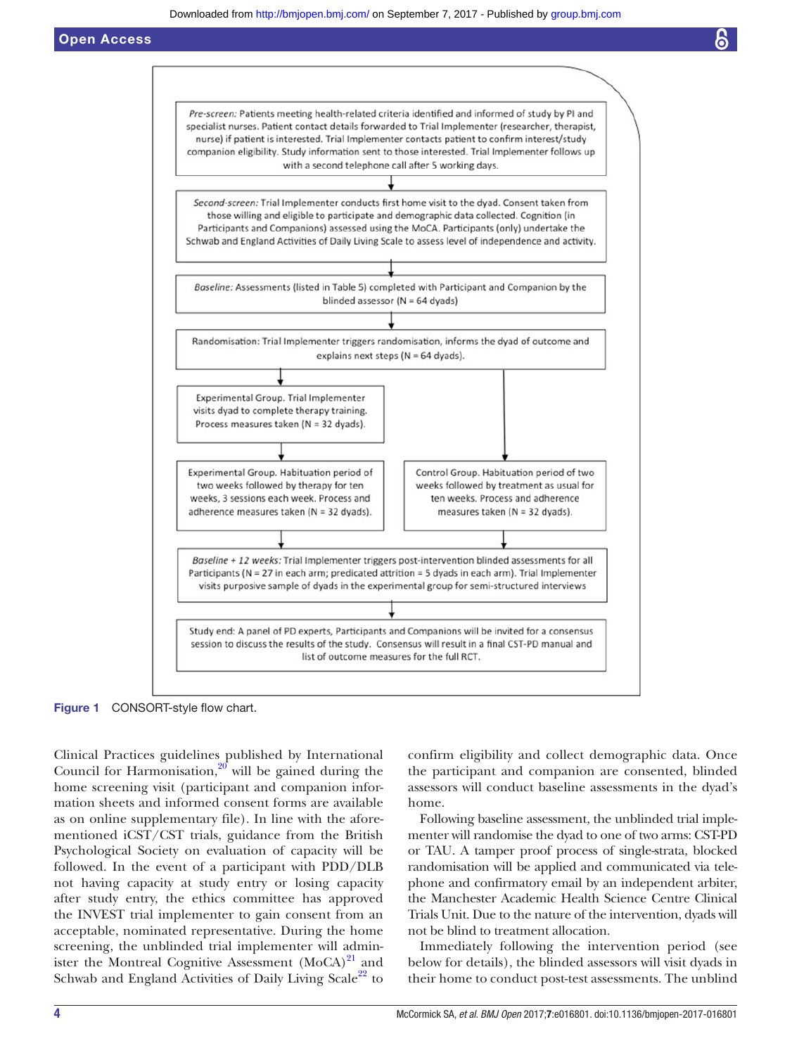Pre-screen: Patients meeting health-related criteria identified and informed of study by PI and specialist nurses. Patient contact details forwarded to Trial Implementer (researcher, therapist, nurse) if patient is interested. Trial Implementer contacts patient to confirm interest/study companion eligibility. Study information sent to those interested. Trial Implementer follows up with a second telephone call after 5 working days.

↓

Second-screen: Trial Implementer conducts first home visit to the dyad. Consent taken from those willing and eligible to participate and demographic data collected. Cognition (in Participants and Companions) assessed using the MoCA. Participants (only) undertake the Schwab and England Activities of Daily Living Scale to assess level of independence and activity.

↓

Baseline: Assessments (listed in Table 5) completed with Participant and Companion by the blinded assessor (N = 64 dyads)

↓

Randomisation: Trial Implementer triggers randomisation, informs the dyad of outcome and explains next steps (N = 64 dyads).

↓

Experimental Group. Trial Implementer visits dyad to complete therapy training. Process measures taken (N = 32 dyads).

↓

Experimental Group. Habituation period of two weeks followed by therapy for ten weeks, 3 sessions each week. Process and adherence measures taken (N = 32 dyads).

Control Group. Habituation period of two weeks followed by treatment as usual for ten weeks. Process and adherence measures taken (N = 32 dyads).

↓

Baseline + 12 weeks: Trial Implementer triggers post-intervention blinded assessments for all Participants (N = 27 in each arm; predicated attrition = 5 dyads in each arm). Trial Implementer visits purposive sample of dyads in the experimental group for semi-structured interviews

↓

Study end: A panel of PD experts, Participants and Companions will be invited for a consensus session to discuss the results of the study. Consensus will result in a final CST-PD manual and list of outcome measures for the full RCT.

**Figure 1** CONSORT-style flow chart.

Clinical Practices guidelines published by International Council for Harmonisation,[20] will be gained during the home screening visit (participant and companion information sheets and informed consent forms are available as on online supplementary file). In line with the aforementioned iCST/CST trials, guidance from the British Psychological Society on evaluation of capacity will be followed. In the event of a participant with PDD/DLB not having capacity at study entry or losing capacity after study entry, the ethics committee has approved the INVEST trial implementer to gain consent from an acceptable, nominated representative. During the home screening, the unblinded trial implementer will administer the Montreal Cognitive Assessment (MoCA)[21] and Schwab and England Activities of Daily Living Scale[22] to confirm eligibility and collect demographic data. Once the participant and companion are consented, blinded assessors will conduct baseline assessments in the dyad's home.

Following baseline assessment, the unblinded trial implementer will randomise the dyad to one of two arms: CST-PD or TAU. A tamper proof process of single-strata, blocked randomisation will be applied and communicated via telephone and confirmatory email by an independent arbiter, the Manchester Academic Health Science Centre Clinical Trials Unit. Due to the nature of the intervention, dyads will not be blind to treatment allocation.

Immediately following the intervention period (see below for details), the blinded assessors will visit dyads in their home to conduct post-test assessments. The unblind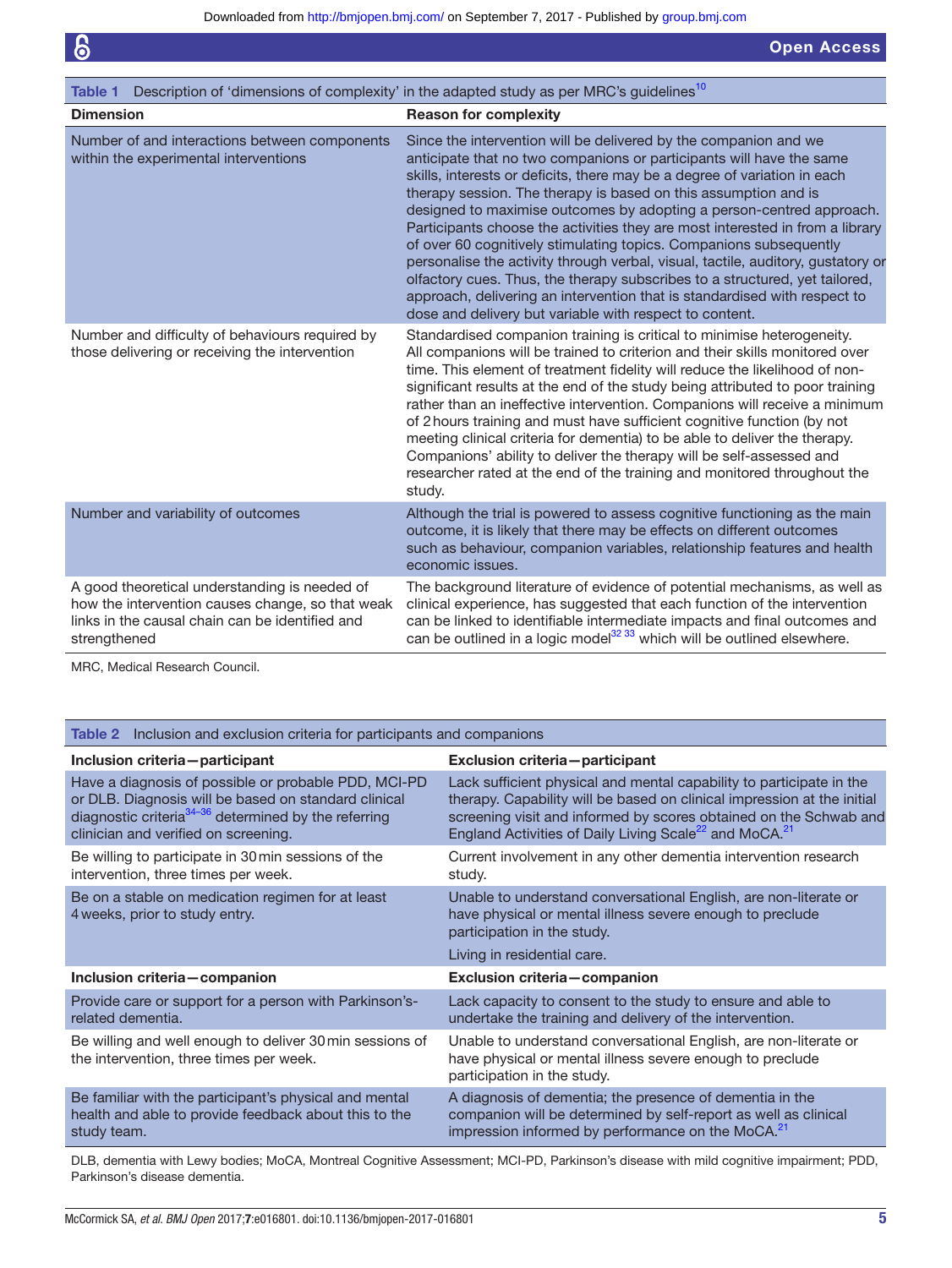**Table 1** Description of 'dimensions of complexity' in the adapted study as per MRC's guidelines[10]

| Dimension | Reason for complexity |
|---|---|
| Number of and interactions between components within the experimental interventions | Since the intervention will be delivered by the companion and we anticipate that no two companions or participants will have the same skills, interests or deficits, there may be a degree of variation in each therapy session. The therapy is based on this assumption and is designed to maximise outcomes by adopting a person-centred approach. Participants choose the activities they are most interested in from a library of over 60 cognitively stimulating topics. Companions subsequently personalise the activity through verbal, visual, tactile, auditory, gustatory or olfactory cues. Thus, the therapy subscribes to a structured, yet tailored, approach, delivering an intervention that is standardised with respect to dose and delivery but variable with respect to content. |
| Number and difficulty of behaviours required by those delivering or receiving the intervention | Standardised companion training is critical to minimise heterogeneity. All companions will be trained to criterion and their skills monitored over time. This element of treatment fidelity will reduce the likelihood of non-significant results at the end of the study being attributed to poor training rather than an ineffective intervention. Companions will receive a minimum of 2 hours training and must have sufficient cognitive function (by not meeting clinical criteria for dementia) to be able to deliver the therapy. Companions' ability to deliver the therapy will be self-assessed and researcher rated at the end of the training and monitored throughout the study. |
| Number and variability of outcomes | Although the trial is powered to assess cognitive functioning as the main outcome, it is likely that there may be effects on different outcomes such as behaviour, companion variables, relationship features and health economic issues. |
| A good theoretical understanding is needed of how the intervention causes change, so that weak links in the causal chain can be identified and strengthened | The background literature of evidence of potential mechanisms, as well as clinical experience, has suggested that each function of the intervention can be linked to identifiable intermediate impacts and final outcomes and can be outlined in a logic model[32 33] which will be outlined elsewhere. |

MRC, Medical Research Council.

**Table 2** Inclusion and exclusion criteria for participants and companions

| Inclusion criteria—participant | Exclusion criteria—participant |
|---|---|
| Have a diagnosis of possible or probable PDD, MCI-PD or DLB. Diagnosis will be based on standard clinical diagnostic criteria[34–36] determined by the referring clinician and verified on screening. | Lack sufficient physical and mental capability to participate in the therapy. Capability will be based on clinical impression at the initial screening visit and informed by scores obtained on the Schwab and England Activities of Daily Living Scale[22] and MoCA.[21] |
| Be willing to participate in 30 min sessions of the intervention, three times per week. | Current involvement in any other dementia intervention research study. |
| Be on a stable on medication regimen for at least 4 weeks, prior to study entry. | Unable to understand conversational English, are non-literate or have physical or mental illness severe enough to preclude participation in the study. |
| | Living in residential care. |
| **Inclusion criteria—companion** | **Exclusion criteria—companion** |
| Provide care or support for a person with Parkinson's-related dementia. | Lack capacity to consent to the study to ensure and able to undertake the training and delivery of the intervention. |
| Be willing and well enough to deliver 30 min sessions of the intervention, three times per week. | Unable to understand conversational English, are non-literate or have physical or mental illness severe enough to preclude participation in the study. |
| Be familiar with the participant's physical and mental health and able to provide feedback about this to the study team. | A diagnosis of dementia; the presence of dementia in the companion will be determined by self-report as well as clinical impression informed by performance on the MoCA.[21] |

DLB, dementia with Lewy bodies; MoCA, Montreal Cognitive Assessment; MCI-PD, Parkinson's disease with mild cognitive impairment; PDD, Parkinson's disease dementia.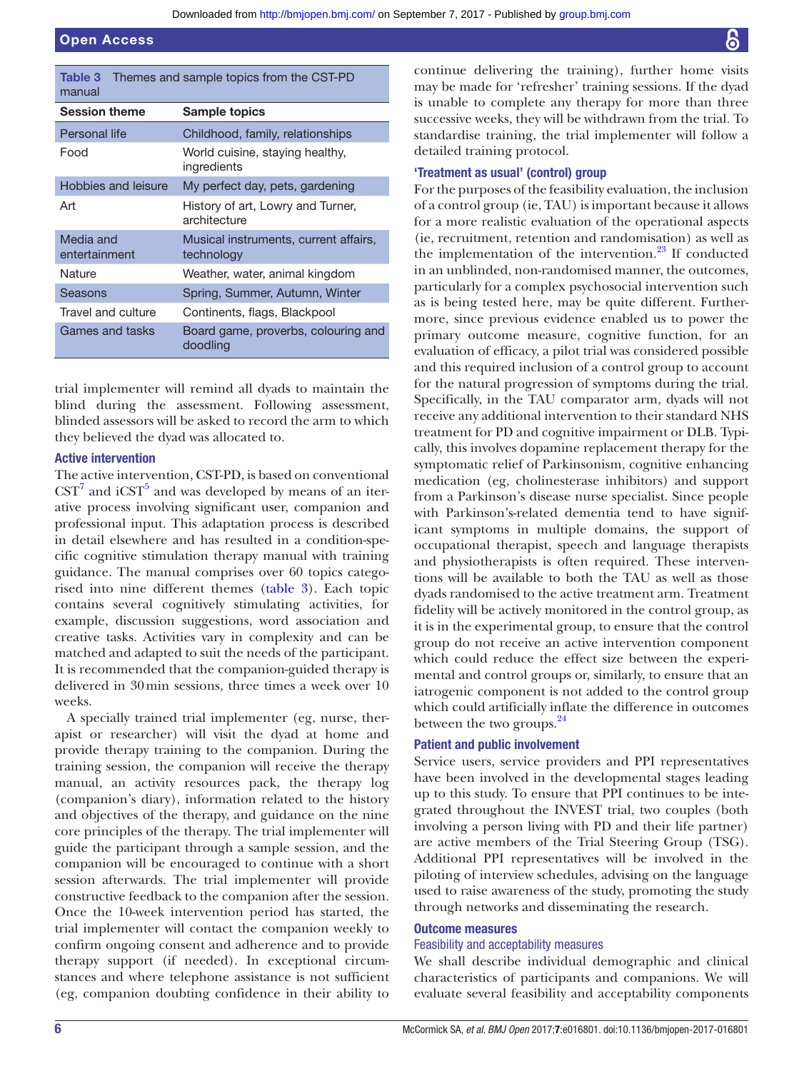**Table 3** Themes and sample topics from the CST-PD manual

| Session theme | Sample topics |
|---|---|
| Personal life | Childhood, family, relationships |
| Food | World cuisine, staying healthy, ingredients |
| Hobbies and leisure | My perfect day, pets, gardening |
| Art | History of art, Lowry and Turner, architecture |
| Media and entertainment | Musical instruments, current affairs, technology |
| Nature | Weather, water, animal kingdom |
| Seasons | Spring, Summer, Autumn, Winter |
| Travel and culture | Continents, flags, Blackpool |
| Games and tasks | Board game, proverbs, colouring and doodling |

trial implementer will remind all dyads to maintain the blind during the assessment. Following assessment, blinded assessors will be asked to record the arm to which they believed the dyad was allocated to.

### Active intervention

The active intervention, CST-PD, is based on conventional CST[7] and iCST[5] and was developed by means of an iterative process involving significant user, companion and professional input. This adaptation process is described in detail elsewhere and has resulted in a condition-specific cognitive stimulation therapy manual with training guidance. The manual comprises over 60 topics categorised into nine different themes (table 3). Each topic contains several cognitively stimulating activities, for example, discussion suggestions, word association and creative tasks. Activities vary in complexity and can be matched and adapted to suit the needs of the participant. It is recommended that the companion-guided therapy is delivered in 30 min sessions, three times a week over 10 weeks.

A specially trained trial implementer (eg, nurse, therapist or researcher) will visit the dyad at home and provide therapy training to the companion. During the training session, the companion will receive the therapy manual, an activity resources pack, the therapy log (companion's diary), information related to the history and objectives of the therapy, and guidance on the nine core principles of the therapy. The trial implementer will guide the participant through a sample session, and the companion will be encouraged to continue with a short session afterwards. The trial implementer will provide constructive feedback to the companion after the session. Once the 10-week intervention period has started, the trial implementer will contact the companion weekly to confirm ongoing consent and adherence and to provide therapy support (if needed). In exceptional circumstances and where telephone assistance is not sufficient (eg, companion doubting confidence in their ability to continue delivering the training), further home visits may be made for 'refresher' training sessions. If the dyad is unable to complete any therapy for more than three successive weeks, they will be withdrawn from the trial. To standardise training, the trial implementer will follow a detailed training protocol.

### 'Treatment as usual' (control) group

For the purposes of the feasibility evaluation, the inclusion of a control group (ie, TAU) is important because it allows for a more realistic evaluation of the operational aspects (ie, recruitment, retention and randomisation) as well as the implementation of the intervention.[23] If conducted in an unblinded, non-randomised manner, the outcomes, particularly for a complex psychosocial intervention such as is being tested here, may be quite different. Furthermore, since previous evidence enabled us to power the primary outcome measure, cognitive function, for an evaluation of efficacy, a pilot trial was considered possible and this required inclusion of a control group to account for the natural progression of symptoms during the trial. Specifically, in the TAU comparator arm, dyads will not receive any additional intervention to their standard NHS treatment for PD and cognitive impairment or DLB. Typically, this involves dopamine replacement therapy for the symptomatic relief of Parkinsonism, cognitive enhancing medication (eg, cholinesterase inhibitors) and support from a Parkinson's disease nurse specialist. Since people with Parkinson's-related dementia tend to have significant symptoms in multiple domains, the support of occupational therapist, speech and language therapists and physiotherapists is often required. These interventions will be available to both the TAU as well as those dyads randomised to the active treatment arm. Treatment fidelity will be actively monitored in the control group, as it is in the experimental group, to ensure that the control group do not receive an active intervention component which could reduce the effect size between the experimental and control groups or, similarly, to ensure that an iatrogenic component is not added to the control group which could artificially inflate the difference in outcomes between the two groups.[24]

### Patient and public involvement

Service users, service providers and PPI representatives have been involved in the developmental stages leading up to this study. To ensure that PPI continues to be integrated throughout the INVEST trial, two couples (both involving a person living with PD and their life partner) are active members of the Trial Steering Group (TSG). Additional PPI representatives will be involved in the piloting of interview schedules, advising on the language used to raise awareness of the study, promoting the study through networks and disseminating the research.

### Outcome measures

#### Feasibility and acceptability measures

We shall describe individual demographic and clinical characteristics of participants and companions. We will evaluate several feasibility and acceptability components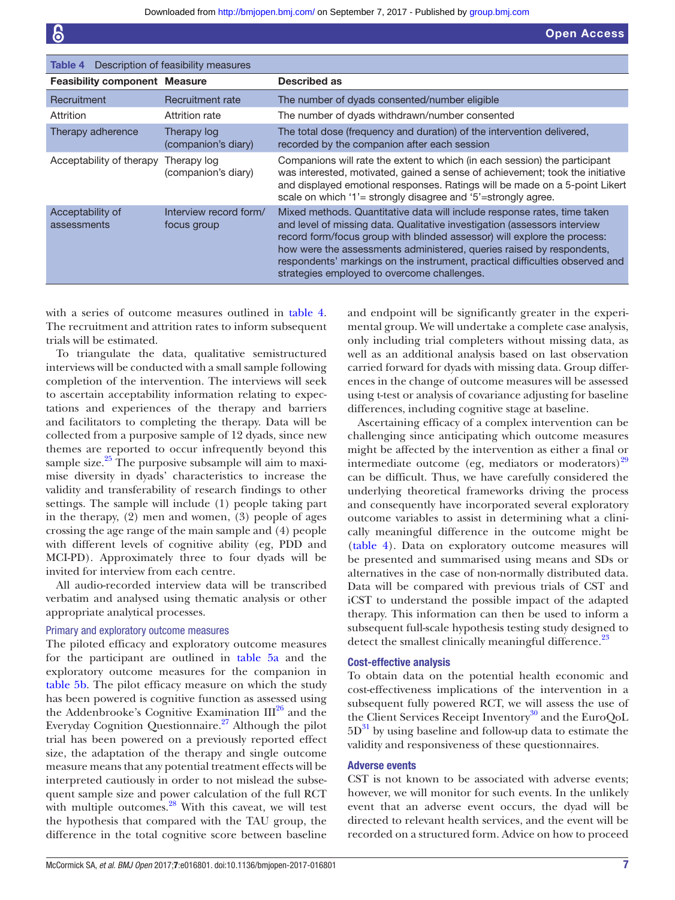Table 4 Description of feasibility measures

| Feasibility component | Measure | Described as |
|---|---|---|
| Recruitment | Recruitment rate | The number of dyads consented/number eligible |
| Attrition | Attrition rate | The number of dyads withdrawn/number consented |
| Therapy adherence | Therapy log (companion's diary) | The total dose (frequency and duration) of the intervention delivered, recorded by the companion after each session |
| Acceptability of therapy | Therapy log (companion's diary) | Companions will rate the extent to which (in each session) the participant was interested, motivated, gained a sense of achievement; took the initiative and displayed emotional responses. Ratings will be made on a 5-point Likert scale on which '1'= strongly disagree and '5'=strongly agree. |
| Acceptability of assessments | Interview record form/ focus group | Mixed methods. Quantitative data will include response rates, time taken and level of missing data. Qualitative investigation (assessors interview record form/focus group with blinded assessor) will explore the process: how were the assessments administered, queries raised by respondents, respondents' markings on the instrument, practical difficulties observed and strategies employed to overcome challenges. |

with a series of outcome measures outlined in table 4. The recruitment and attrition rates to inform subsequent trials will be estimated.

To triangulate the data, qualitative semistructured interviews will be conducted with a small sample following completion of the intervention. The interviews will seek to ascertain acceptability information relating to expectations and experiences of the therapy and barriers and facilitators to completing the therapy. Data will be collected from a purposive sample of 12 dyads, since new themes are reported to occur infrequently beyond this sample size.[25] The purposive subsample will aim to maximise diversity in dyads' characteristics to increase the validity and transferability of research findings to other settings. The sample will include (1) people taking part in the therapy, (2) men and women, (3) people of ages crossing the age range of the main sample and (4) people with different levels of cognitive ability (eg, PDD and MCI-PD). Approximately three to four dyads will be invited for interview from each centre.

All audio-recorded interview data will be transcribed verbatim and analysed using thematic analysis or other appropriate analytical processes.

### Primary and exploratory outcome measures

The piloted efficacy and exploratory outcome measures for the participant are outlined in table 5a and the exploratory outcome measures for the companion in table 5b. The pilot efficacy measure on which the study has been powered is cognitive function as assessed using the Addenbrooke's Cognitive Examination III[26] and the Everyday Cognition Questionnaire.[27] Although the pilot trial has been powered on a previously reported effect size, the adaptation of the therapy and single outcome measure means that any potential treatment effects will be interpreted cautiously in order to not mislead the subsequent sample size and power calculation of the full RCT with multiple outcomes.[28] With this caveat, we will test the hypothesis that compared with the TAU group, the difference in the total cognitive score between baseline and endpoint will be significantly greater in the experimental group. We will undertake a complete case analysis, only including trial completers without missing data, as well as an additional analysis based on last observation carried forward for dyads with missing data. Group differences in the change of outcome measures will be assessed using t-test or analysis of covariance adjusting for baseline differences, including cognitive stage at baseline.

Ascertaining efficacy of a complex intervention can be challenging since anticipating which outcome measures might be affected by the intervention as either a final or intermediate outcome (eg, mediators or moderators)[29] can be difficult. Thus, we have carefully considered the underlying theoretical frameworks driving the process and consequently have incorporated several exploratory outcome variables to assist in determining what a clinically meaningful difference in the outcome might be (table 4). Data on exploratory outcome measures will be presented and summarised using means and SDs or alternatives in the case of non-normally distributed data. Data will be compared with previous trials of CST and iCST to understand the possible impact of the adapted therapy. This information can then be used to inform a subsequent full-scale hypothesis testing study designed to detect the smallest clinically meaningful difference.[23]

### Cost-effective analysis

To obtain data on the potential health economic and cost-effectiveness implications of the intervention in a subsequent fully powered RCT, we will assess the use of the Client Services Receipt Inventory[30] and the EuroQoL 5D[31] by using baseline and follow-up data to estimate the validity and responsiveness of these questionnaires.

### Adverse events

CST is not known to be associated with adverse events; however, we will monitor for such events. In the unlikely event that an adverse event occurs, the dyad will be directed to relevant health services, and the event will be recorded on a structured form. Advice on how to proceed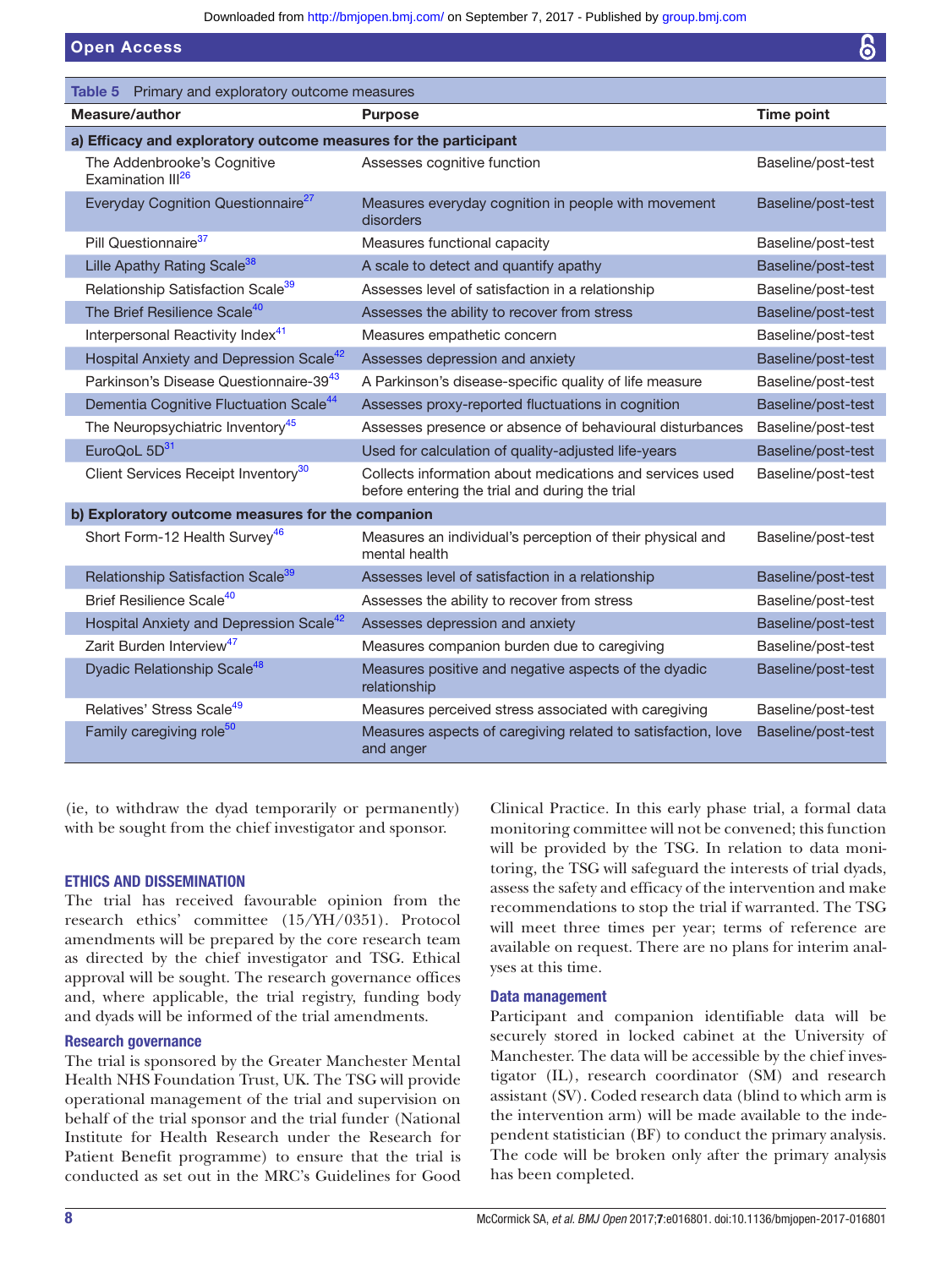**Table 5** Primary and exploratory outcome measures

| Measure/author | Purpose | Time point |
|---|---|---|
| **a) Efficacy and exploratory outcome measures for the participant** | | |
| The Addenbrooke's Cognitive Examination III[26] | Assesses cognitive function | Baseline/post-test |
| Everyday Cognition Questionnaire[27] | Measures everyday cognition in people with movement disorders | Baseline/post-test |
| Pill Questionnaire[37] | Measures functional capacity | Baseline/post-test |
| Lille Apathy Rating Scale[38] | A scale to detect and quantify apathy | Baseline/post-test |
| Relationship Satisfaction Scale[39] | Assesses level of satisfaction in a relationship | Baseline/post-test |
| The Brief Resilience Scale[40] | Assesses the ability to recover from stress | Baseline/post-test |
| Interpersonal Reactivity Index[41] | Measures empathetic concern | Baseline/post-test |
| Hospital Anxiety and Depression Scale[42] | Assesses depression and anxiety | Baseline/post-test |
| Parkinson's Disease Questionnaire-39[43] | A Parkinson's disease-specific quality of life measure | Baseline/post-test |
| Dementia Cognitive Fluctuation Scale[44] | Assesses proxy-reported fluctuations in cognition | Baseline/post-test |
| The Neuropsychiatric Inventory[45] | Assesses presence or absence of behavioural disturbances | Baseline/post-test |
| EuroQoL 5D[31] | Used for calculation of quality-adjusted life-years | Baseline/post-test |
| Client Services Receipt Inventory[30] | Collects information about medications and services used before entering the trial and during the trial | Baseline/post-test |
| **b) Exploratory outcome measures for the companion** | | |
| Short Form-12 Health Survey[46] | Measures an individual's perception of their physical and mental health | Baseline/post-test |
| Relationship Satisfaction Scale[39] | Assesses level of satisfaction in a relationship | Baseline/post-test |
| Brief Resilience Scale[40] | Assesses the ability to recover from stress | Baseline/post-test |
| Hospital Anxiety and Depression Scale[42] | Assesses depression and anxiety | Baseline/post-test |
| Zarit Burden Interview[47] | Measures companion burden due to caregiving | Baseline/post-test |
| Dyadic Relationship Scale[48] | Measures positive and negative aspects of the dyadic relationship | Baseline/post-test |
| Relatives' Stress Scale[49] | Measures perceived stress associated with caregiving | Baseline/post-test |
| Family caregiving role[50] | Measures aspects of caregiving related to satisfaction, love and anger | Baseline/post-test |

(ie, to withdraw the dyad temporarily or permanently) with be sought from the chief investigator and sponsor.

## ETHICS AND DISSEMINATION

The trial has received favourable opinion from the research ethics' committee (15/YH/0351). Protocol amendments will be prepared by the core research team as directed by the chief investigator and TSG. Ethical approval will be sought. The research governance offices and, where applicable, the trial registry, funding body and dyads will be informed of the trial amendments.

### Research governance

The trial is sponsored by the Greater Manchester Mental Health NHS Foundation Trust, UK. The TSG will provide operational management of the trial and supervision on behalf of the trial sponsor and the trial funder (National Institute for Health Research under the Research for Patient Benefit programme) to ensure that the trial is conducted as set out in the MRC's Guidelines for Good Clinical Practice. In this early phase trial, a formal data monitoring committee will not be convened; this function will be provided by the TSG. In relation to data monitoring, the TSG will safeguard the interests of trial dyads, assess the safety and efficacy of the intervention and make recommendations to stop the trial if warranted. The TSG will meet three times per year; terms of reference are available on request. There are no plans for interim analyses at this time.

### Data management

Participant and companion identifiable data will be securely stored in locked cabinet at the University of Manchester. The data will be accessible by the chief investigator (IL), research coordinator (SM) and research assistant (SV). Coded research data (blind to which arm is the intervention arm) will be made available to the independent statistician (BF) to conduct the primary analysis. The code will be broken only after the primary analysis has been completed.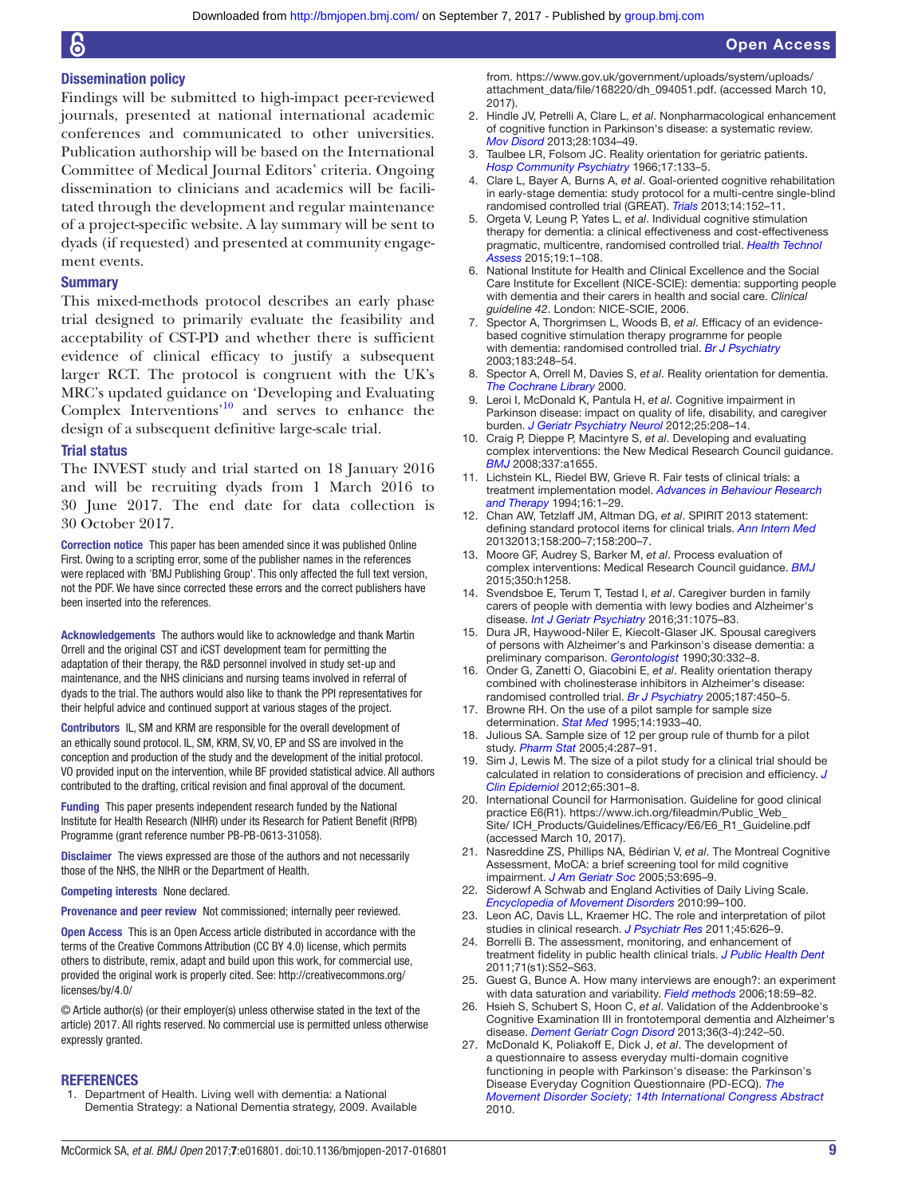## Dissemination policy

Findings will be submitted to high-impact peer-reviewed journals, presented at national international academic conferences and communicated to other universities. Publication authorship will be based on the International Committee of Medical Journal Editors' criteria. Ongoing dissemination to clinicians and academics will be facilitated through the development and regular maintenance of a project-specific website. A lay summary will be sent to dyads (if requested) and presented at community engagement events.

## Summary

This mixed-methods protocol describes an early phase trial designed to primarily evaluate the feasibility and acceptability of CST-PD and whether there is sufficient evidence of clinical efficacy to justify a subsequent larger RCT. The protocol is congruent with the UK's MRC's updated guidance on 'Developing and Evaluating Complex Interventions'[10] and serves to enhance the design of a subsequent definitive large-scale trial.

## Trial status

The INVEST study and trial started on 18 January 2016 and will be recruiting dyads from 1 March 2016 to 30 June 2017. The end date for data collection is 30 October 2017.

**Correction notice** This paper has been amended since it was published Online First. Owing to a scripting error, some of the publisher names in the references were replaced with 'BMJ Publishing Group'. This only affected the full text version, not the PDF. We have since corrected these errors and the correct publishers have been inserted into the references.

**Acknowledgements** The authors would like to acknowledge and thank Martin Orrell and the original CST and iCST development team for permitting the adaptation of their therapy, the R&D personnel involved in study set-up and maintenance, and the NHS clinicians and nursing teams involved in referral of dyads to the trial. The authors would also like to thank the PPI representatives for their helpful advice and continued support at various stages of the project.

**Contributors** IL, SM and KRM are responsible for the overall development of an ethically sound protocol. IL, SM, KRM, SV, VO, EP and SS are involved in the conception and production of the study and the development of the initial protocol. VO provided input on the intervention, while BF provided statistical advice. All authors contributed to the drafting, critical revision and final approval of the document.

**Funding** This paper presents independent research funded by the National Institute for Health Research (NIHR) under its Research for Patient Benefit (RfPB) Programme (grant reference number PB-PB-0613-31058).

**Disclaimer** The views expressed are those of the authors and not necessarily those of the NHS, the NIHR or the Department of Health.

**Competing interests** None declared.

**Provenance and peer review** Not commissioned; internally peer reviewed.

**Open Access** This is an Open Access article distributed in accordance with the terms of the Creative Commons Attribution (CC BY 4.0) license, which permits others to distribute, remix, adapt and build upon this work, for commercial use, provided the original work is properly cited. See: http://creativecommons.org/licenses/by/4.0/

© Article author(s) (or their employer(s) unless otherwise stated in the text of the article) 2017. All rights reserved. No commercial use is permitted unless otherwise expressly granted.

## REFERENCES

1. Department of Health. Living well with dementia: a National Dementia Strategy: a National Dementia strategy, 2009. Available from. https://www.gov.uk/government/uploads/system/uploads/attachment_data/file/168220/dh_094051.pdf. (accessed March 10, 2017).
2. Hindle JV, Petrelli A, Clare L, *et al*. Nonpharmacological enhancement of cognitive function in Parkinson's disease: a systematic review. *Mov Disord* 2013;28:1034–49.
3. Taulbee LR, Folsom JC. Reality orientation for geriatric patients. *Hosp Community Psychiatry* 1966;17:133–5.
4. Clare L, Bayer A, Burns A, *et al*. Goal-oriented cognitive rehabilitation in early-stage dementia: study protocol for a multi-centre single-blind randomised controlled trial (GREAT). *Trials* 2013;14:152–11.
5. Orgeta V, Leung P, Yates L, *et al*. Individual cognitive stimulation therapy for dementia: a clinical effectiveness and cost-effectiveness pragmatic, multicentre, randomised controlled trial. *Health Technol Assess* 2015;19:1–108.
6. National Institute for Health and Clinical Excellence and the Social Care Institute for Excellent (NICE-SCIE): dementia: supporting people with dementia and their carers in health and social care. *Clinical guideline 42*. London: NICE-SCIE, 2006.
7. Spector A, Thorgrimsen L, Woods B, *et al*. Efficacy of an evidence-based cognitive stimulation therapy programme for people with dementia: randomised controlled trial. *Br J Psychiatry* 2003;183:248–54.
8. Spector A, Orrell M, Davies S, *et al*. Reality orientation for dementia. *The Cochrane Library* 2000.
9. Leroi I, McDonald K, Pantula H, *et al*. Cognitive impairment in Parkinson disease: impact on quality of life, disability, and caregiver burden. *J Geriatr Psychiatry Neurol* 2012;25:208–14.
10. Craig P, Dieppe P, Macintyre S, *et al*. Developing and evaluating complex interventions: the New Medical Research Council guidance. *BMJ* 2008;337:a1655.
11. Lichstein KL, Riedel BW, Grieve R. Fair tests of clinical trials: a treatment implementation model. *Advances in Behaviour Research and Therapy* 1994;16:1–29.
12. Chan AW, Tetzlaff JM, Altman DG, *et al*. SPIRIT 2013 statement: defining standard protocol items for clinical trials. *Ann Intern Med* 20132013;158:200–7;158:200–7.
13. Moore GF, Audrey S, Barker M, *et al*. Process evaluation of complex interventions: Medical Research Council guidance. *BMJ* 2015;350:h1258.
14. Svendsboe E, Terum T, Testad I, *et al*. Caregiver burden in family carers of people with dementia with lewy bodies and Alzheimer's disease. *Int J Geriatr Psychiatry* 2016;31:1075–83.
15. Dura JR, Haywood-Niler E, Kiecolt-Glaser JK. Spousal caregivers of persons with Alzheimer's and Parkinson's disease dementia: a preliminary comparison. *Gerontologist* 1990;30:332–8.
16. Onder G, Zanetti O, Giacobini E, *et al*. Reality orientation therapy combined with cholinesterase inhibitors in Alzheimer's disease: randomised controlled trial. *Br J Psychiatry* 2005;187:450–5.
17. Browne RH. On the use of a pilot sample for sample size determination. *Stat Med* 1995;14:1933–40.
18. Julious SA. Sample size of 12 per group rule of thumb for a pilot study. *Pharm Stat* 2005;4:287–91.
19. Sim J, Lewis M. The size of a pilot study for a clinical trial should be calculated in relation to considerations of precision and efficiency. *J Clin Epidemiol* 2012;65:301–8.
20. International Council for Harmonisation. Guideline for good clinical practice E6(R1). https://www.ich.org/fileadmin/Public_Web_Site/ ICH_Products/Guidelines/Efficacy/E6/E6_R1_Guideline.pdf (accessed March 10, 2017).
21. Nasreddine ZS, Phillips NA, Bédirian V, *et al*. The Montreal Cognitive Assessment, MoCA: a brief screening tool for mild cognitive impairment. *J Am Geriatr Soc* 2005;53:695–9.
22. Siderowf A Schwab and England Activities of Daily Living Scale. *Encyclopedia of Movement Disorders* 2010:99–100.
23. Leon AC, Davis LL, Kraemer HC. The role and interpretation of pilot studies in clinical research. *J Psychiatr Res* 2011;45:626–9.
24. Borrelli B. The assessment, monitoring, and enhancement of treatment fidelity in public health clinical trials. *J Public Health Dent* 2011;71(s1):S52–S63.
25. Guest G, Bunce A. How many interviews are enough?: an experiment with data saturation and variability. *Field methods* 2006;18:59–82.
26. Hsieh S, Schubert S, Hoon C, *et al*. Validation of the Addenbrooke's Cognitive Examination III in frontotemporal dementia and Alzheimer's disease. *Dement Geriatr Cogn Disord* 2013;36(3-4):242–50.
27. McDonald K, Poliakoff E, Dick J, *et al*. The development of a questionnaire to assess everyday multi-domain cognitive functioning in people with Parkinson's disease: the Parkinson's Disease Everyday Cognition Questionnaire (PD-ECQ). *The Movement Disorder Society; 14th International Congress Abstract* 2010.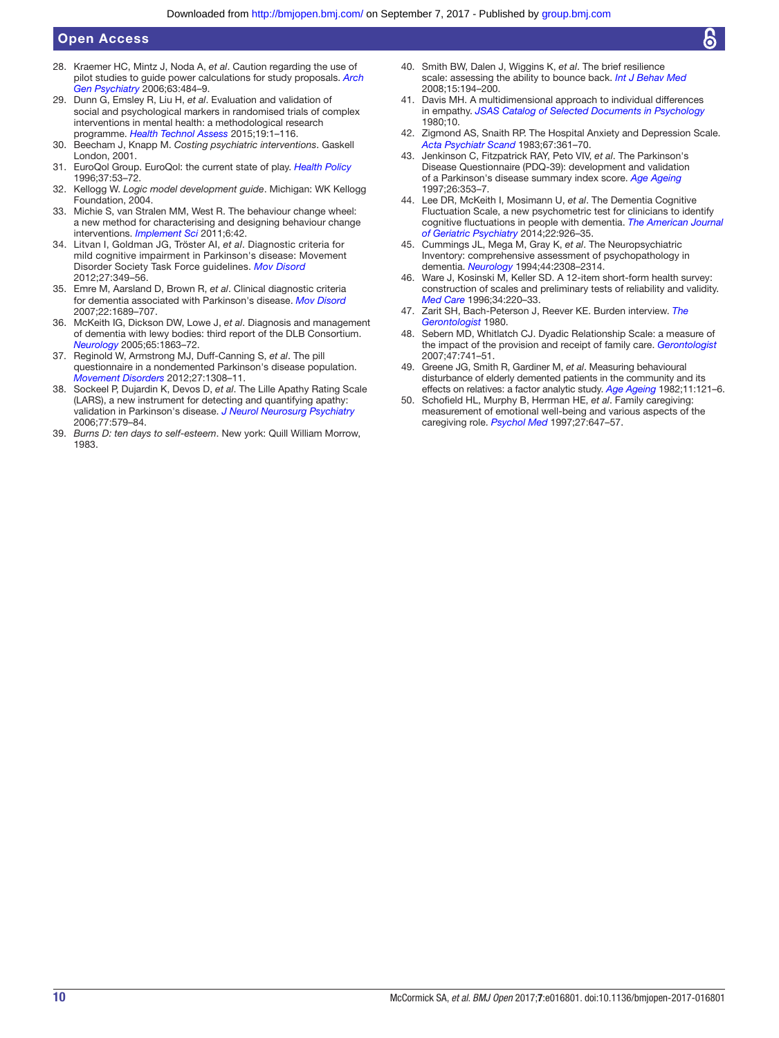28. Kraemer HC, Mintz J, Noda A, *et al*. Caution regarding the use of pilot studies to guide power calculations for study proposals. *Arch Gen Psychiatry* 2006;63:484–9.
29. Dunn G, Emsley R, Liu H, *et al*. Evaluation and validation of social and psychological markers in randomised trials of complex interventions in mental health: a methodological research programme. *Health Technol Assess* 2015;19:1–116.
30. Beecham J, Knapp M. *Costing psychiatric interventions*. Gaskell London, 2001.
31. EuroQol Group. EuroQol: the current state of play. *Health Policy* 1996;37:53–72.
32. Kellogg W. *Logic model development guide*. Michigan: WK Kellogg Foundation, 2004.
33. Michie S, van Stralen MM, West R. The behaviour change wheel: a new method for characterising and designing behaviour change interventions. *Implement Sci* 2011;6:42.
34. Litvan I, Goldman JG, Tröster AI, *et al*. Diagnostic criteria for mild cognitive impairment in Parkinson's disease: Movement Disorder Society Task Force guidelines. *Mov Disord* 2012;27:349–56.
35. Emre M, Aarsland D, Brown R, *et al*. Clinical diagnostic criteria for dementia associated with Parkinson's disease. *Mov Disord* 2007;22:1689–707.
36. McKeith IG, Dickson DW, Lowe J, *et al*. Diagnosis and management of dementia with lewy bodies: third report of the DLB Consortium. *Neurology* 2005;65:1863–72.
37. Reginold W, Armstrong MJ, Duff-Canning S, *et al*. The pill questionnaire in a nondemented Parkinson's disease population. *Movement Disorders* 2012;27:1308–11.
38. Sockeel P, Dujardin K, Devos D, *et al*. The Lille Apathy Rating Scale (LARS), a new instrument for detecting and quantifying apathy: validation in Parkinson's disease. *J Neurol Neurosurg Psychiatry* 2006;77:579–84.
39. *Burns D: ten days to self-esteem*. New york: Quill William Morrow, 1983.
40. Smith BW, Dalen J, Wiggins K, *et al*. The brief resilience scale: assessing the ability to bounce back. *Int J Behav Med* 2008;15:194–200.
41. Davis MH. A multidimensional approach to individual differences in empathy. *JSAS Catalog of Selected Documents in Psychology* 1980;10.
42. Zigmond AS, Snaith RP. The Hospital Anxiety and Depression Scale. *Acta Psychiatr Scand* 1983;67:361–70.
43. Jenkinson C, Fitzpatrick RAY, Peto VIV, *et al*. The Parkinson's Disease Questionnaire (PDQ-39): development and validation of a Parkinson's disease summary index score. *Age Ageing* 1997;26:353–7.
44. Lee DR, McKeith I, Mosimann U, *et al*. The Dementia Cognitive Fluctuation Scale, a new psychometric test for clinicians to identify cognitive fluctuations in people with dementia. *The American Journal of Geriatric Psychiatry* 2014;22:926–35.
45. Cummings JL, Mega M, Gray K, *et al*. The Neuropsychiatric Inventory: comprehensive assessment of psychopathology in dementia. *Neurology* 1994;44:2308–2314.
46. Ware J, Kosinski M, Keller SD. A 12-item short-form health survey: construction of scales and preliminary tests of reliability and validity. *Med Care* 1996;34:220–33.
47. Zarit SH, Bach-Peterson J, Reever KE. Burden interview. *The Gerontologist* 1980.
48. Sebern MD, Whitlatch CJ. Dyadic Relationship Scale: a measure of the impact of the provision and receipt of family care. *Gerontologist* 2007;47:741–51.
49. Greene JG, Smith R, Gardiner M, *et al*. Measuring behavioural disturbance of elderly demented patients in the community and its effects on relatives: a factor analytic study. *Age Ageing* 1982;11:121–6.
50. Schofield HL, Murphy B, Herrman HE, *et al*. Family caregiving: measurement of emotional well-being and various aspects of the caregiving role. *Psychol Med* 1997;27:647–57.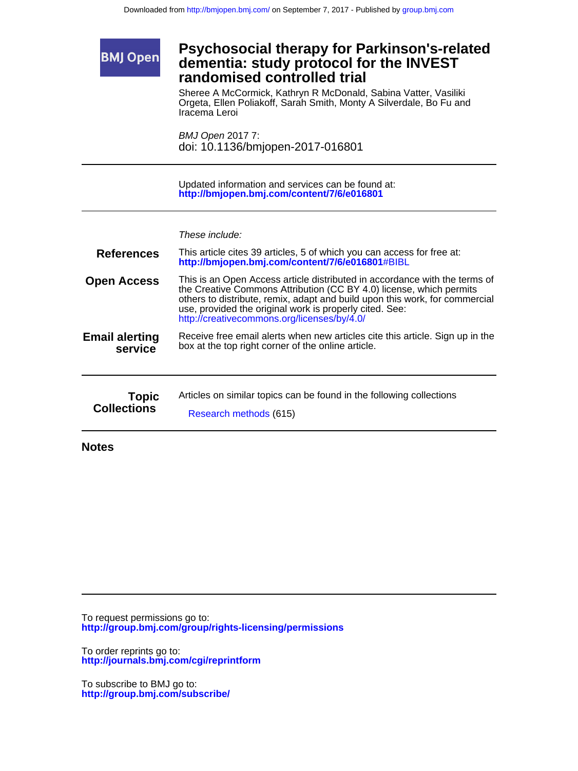Downloaded from http://bmjopen.bmj.com/ on September 7, 2017 - Published by group.bmj.com

BMJ Open

# Psychosocial therapy for Parkinson's-related dementia: study protocol for the INVEST randomised controlled trial

Sheree A McCormick, Kathryn R McDonald, Sabina Vatter, Vasiliki Orgeta, Ellen Poliakoff, Sarah Smith, Monty A Silverdale, Bo Fu and Iracema Leroi

*BMJ Open* 2017 7:
doi: 10.1136/bmjopen-2017-016801

Updated information and services can be found at:
**http://bmjopen.bmj.com/content/7/6/e016801**

*These include:*

**References**
This article cites 39 articles, 5 of which you can access for free at:
**http://bmjopen.bmj.com/content/7/6/e016801**#BIBL

**Open Access**
This is an Open Access article distributed in accordance with the terms of the Creative Commons Attribution (CC BY 4.0) license, which permits others to distribute, remix, adapt and build upon this work, for commercial use, provided the original work is properly cited. See: http://creativecommons.org/licenses/by/4.0/

**Email alerting service**
Receive free email alerts when new articles cite this article. Sign up in the box at the top right corner of the online article.

**Topic Collections**
Articles on similar topics can be found in the following collections

Research methods (615)

## Notes

To request permissions go to:
**http://group.bmj.com/group/rights-licensing/permissions**

To order reprints go to:
**http://journals.bmj.com/cgi/reprintform**

To subscribe to BMJ go to:
**http://group.bmj.com/subscribe/**